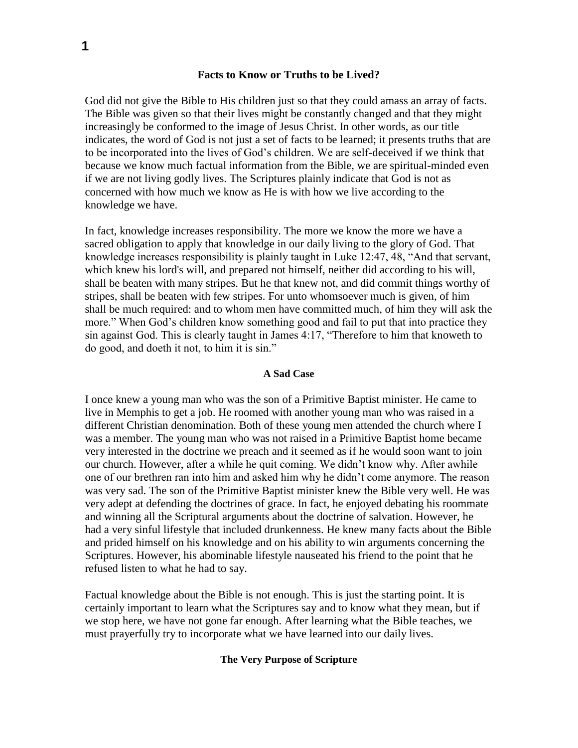## Facts to Know or Truths to be Lived?

God did not give the Bible to His children just so that they could amass an array of facts. The Bible was given so that their lives might be constantly changed and that they might increasingly be conformed to the image of Jesus Christ. In other words, as our title indicates, the word of God is not just a set of facts to be learned; it presents truths that are to be incorporated into the lives of God's children. We are self-deceived if we think that because we know much factual information from the Bible, we are spiritual-minded even if we are not living godly lives. The Scriptures plainly indicate that God is not as concerned with how much we know as He is with how we live according to the knowledge we have.

In fact, knowledge increases responsibility. The more we know the more we have a sacred obligation to apply that knowledge in our daily living to the glory of God. That knowledge increases responsibility is plainly taught in Luke 12:47, 48, "And that servant, which knew his lord's will, and prepared not himself, neither did according to his will, shall be beaten with many stripes. But he that knew not, and did commit things worthy of stripes, shall be beaten with few stripes. For unto whomsoever much is given, of him shall be much required: and to whom men have committed much, of him they will ask the more." When God's children know something good and fail to put that into practice they sin against God. This is clearly taught in James 4:17, "Therefore to him that knoweth to do good, and doeth it not, to him it is sin."

### A Sad Case

I once knew a young man who was the son of a Primitive Baptist minister. He came to live in Memphis to get a job. He roomed with another young man who was raised in a different Christian denomination. Both of these young men attended the church where I was a member. The young man who was not raised in a Primitive Baptist home became very interested in the doctrine we preach and it seemed as if he would soon want to join our church. However, after a while he quit coming. We didn't know why. After awhile one of our brethren ran into him and asked him why he didn't come anymore. The reason was very sad. The son of the Primitive Baptist minister knew the Bible very well. He was very adept at defending the doctrines of grace. In fact, he enjoyed debating his roommate and winning all the Scriptural arguments about the doctrine of salvation. However, he had a very sinful lifestyle that included drunkenness. He knew many facts about the Bible and prided himself on his knowledge and on his ability to win arguments concerning the Scriptures. However, his abominable lifestyle nauseated his friend to the point that he refused listen to what he had to say.

Factual knowledge about the Bible is not enough. This is just the starting point. It is certainly important to learn what the Scriptures say and to know what they mean, but if we stop here, we have not gone far enough. After learning what the Bible teaches, we must prayerfully try to incorporate what we have learned into our daily lives.

### The Very Purpose of Scripture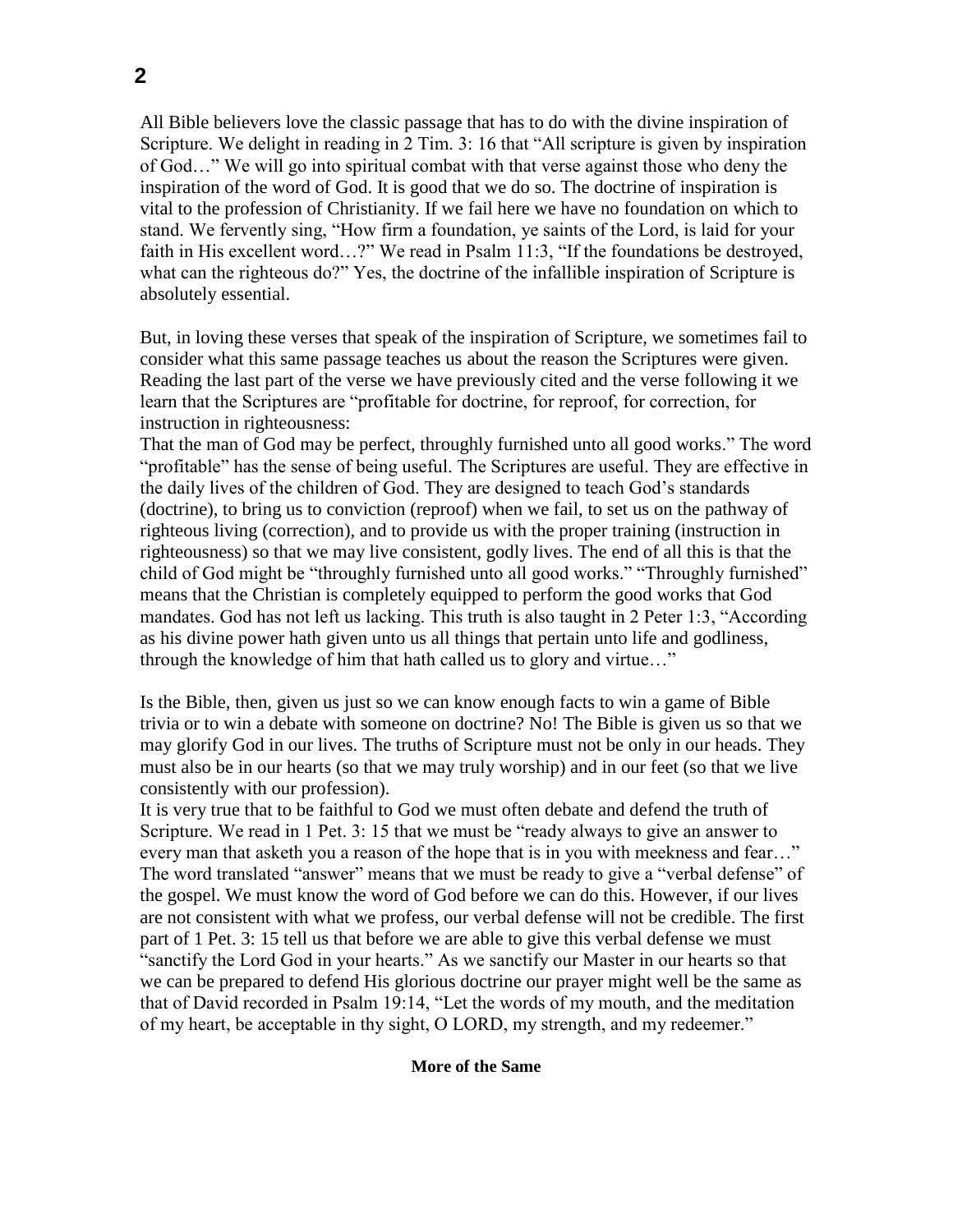All Bible believers love the classic passage that has to do with the divine inspiration of Scripture. We delight in reading in 2 Tim. 3: 16 that "All scripture is given by inspiration of God…" We will go into spiritual combat with that verse against those who deny the inspiration of the word of God. It is good that we do so. The doctrine of inspiration is vital to the profession of Christianity. If we fail here we have no foundation on which to stand. We fervently sing, "How firm a foundation, ye saints of the Lord, is laid for your faith in His excellent word…?" We read in Psalm 11:3, "If the foundations be destroyed, what can the righteous do?" Yes, the doctrine of the infallible inspiration of Scripture is absolutely essential.

But, in loving these verses that speak of the inspiration of Scripture, we sometimes fail to consider what this same passage teaches us about the reason the Scriptures were given. Reading the last part of the verse we have previously cited and the verse following it we learn that the Scriptures are "profitable for doctrine, for reproof, for correction, for instruction in righteousness:
That the man of God may be perfect, throughly furnished unto all good works." The word "profitable" has the sense of being useful. The Scriptures are useful. They are effective in the daily lives of the children of God. They are designed to teach God's standards (doctrine), to bring us to conviction (reproof) when we fail, to set us on the pathway of righteous living (correction), and to provide us with the proper training (instruction in righteousness) so that we may live consistent, godly lives. The end of all this is that the child of God might be "throughly furnished unto all good works." "Throughly furnished" means that the Christian is completely equipped to perform the good works that God mandates. God has not left us lacking. This truth is also taught in 2 Peter 1:3, "According as his divine power hath given unto us all things that pertain unto life and godliness, through the knowledge of him that hath called us to glory and virtue…"

Is the Bible, then, given us just so we can know enough facts to win a game of Bible trivia or to win a debate with someone on doctrine? No! The Bible is given us so that we may glorify God in our lives. The truths of Scripture must not be only in our heads. They must also be in our hearts (so that we may truly worship) and in our feet (so that we live consistently with our profession).
It is very true that to be faithful to God we must often debate and defend the truth of Scripture. We read in 1 Pet. 3: 15 that we must be "ready always to give an answer to every man that asketh you a reason of the hope that is in you with meekness and fear…" The word translated "answer" means that we must be ready to give a "verbal defense" of the gospel. We must know the word of God before we can do this. However, if our lives are not consistent with what we profess, our verbal defense will not be credible. The first part of 1 Pet. 3: 15 tell us that before we are able to give this verbal defense we must "sanctify the Lord God in your hearts." As we sanctify our Master in our hearts so that we can be prepared to defend His glorious doctrine our prayer might well be the same as that of David recorded in Psalm 19:14, "Let the words of my mouth, and the meditation of my heart, be acceptable in thy sight, O LORD, my strength, and my redeemer."

**More of the Same**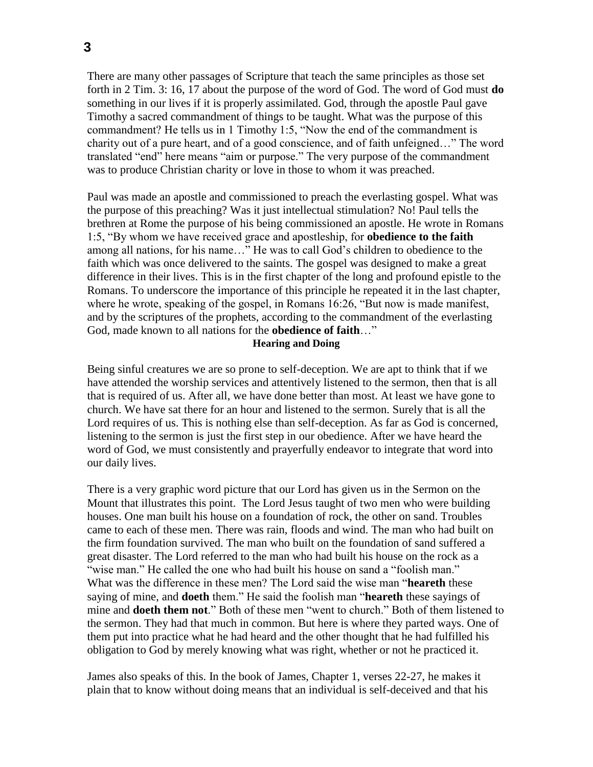There are many other passages of Scripture that teach the same principles as those set forth in 2 Tim. 3: 16, 17 about the purpose of the word of God. The word of God must **do** something in our lives if it is properly assimilated. God, through the apostle Paul gave Timothy a sacred commandment of things to be taught. What was the purpose of this commandment? He tells us in 1 Timothy 1:5, "Now the end of the commandment is charity out of a pure heart, and of a good conscience, and of faith unfeigned…" The word translated "end" here means "aim or purpose." The very purpose of the commandment was to produce Christian charity or love in those to whom it was preached.

Paul was made an apostle and commissioned to preach the everlasting gospel. What was the purpose of this preaching? Was it just intellectual stimulation? No! Paul tells the brethren at Rome the purpose of his being commissioned an apostle. He wrote in Romans 1:5, "By whom we have received grace and apostleship, for **obedience to the faith** among all nations, for his name…" He was to call God's children to obedience to the faith which was once delivered to the saints. The gospel was designed to make a great difference in their lives. This is in the first chapter of the long and profound epistle to the Romans. To underscore the importance of this principle he repeated it in the last chapter, where he wrote, speaking of the gospel, in Romans 16:26, "But now is made manifest, and by the scriptures of the prophets, according to the commandment of the everlasting God, made known to all nations for the **obedience of faith**…"

### Hearing and Doing

Being sinful creatures we are so prone to self-deception. We are apt to think that if we have attended the worship services and attentively listened to the sermon, then that is all that is required of us. After all, we have done better than most. At least we have gone to church. We have sat there for an hour and listened to the sermon. Surely that is all the Lord requires of us. This is nothing else than self-deception. As far as God is concerned, listening to the sermon is just the first step in our obedience. After we have heard the word of God, we must consistently and prayerfully endeavor to integrate that word into our daily lives.

There is a very graphic word picture that our Lord has given us in the Sermon on the Mount that illustrates this point. The Lord Jesus taught of two men who were building houses. One man built his house on a foundation of rock, the other on sand. Troubles came to each of these men. There was rain, floods and wind. The man who had built on the firm foundation survived. The man who built on the foundation of sand suffered a great disaster. The Lord referred to the man who had built his house on the rock as a "wise man." He called the one who had built his house on sand a "foolish man." What was the difference in these men? The Lord said the wise man "**heareth** these saying of mine, and **doeth** them." He said the foolish man "**heareth** these sayings of mine and **doeth them not**." Both of these men "went to church." Both of them listened to the sermon. They had that much in common. But here is where they parted ways. One of them put into practice what he had heard and the other thought that he had fulfilled his obligation to God by merely knowing what was right, whether or not he practiced it.

James also speaks of this. In the book of James, Chapter 1, verses 22-27, he makes it plain that to know without doing means that an individual is self-deceived and that his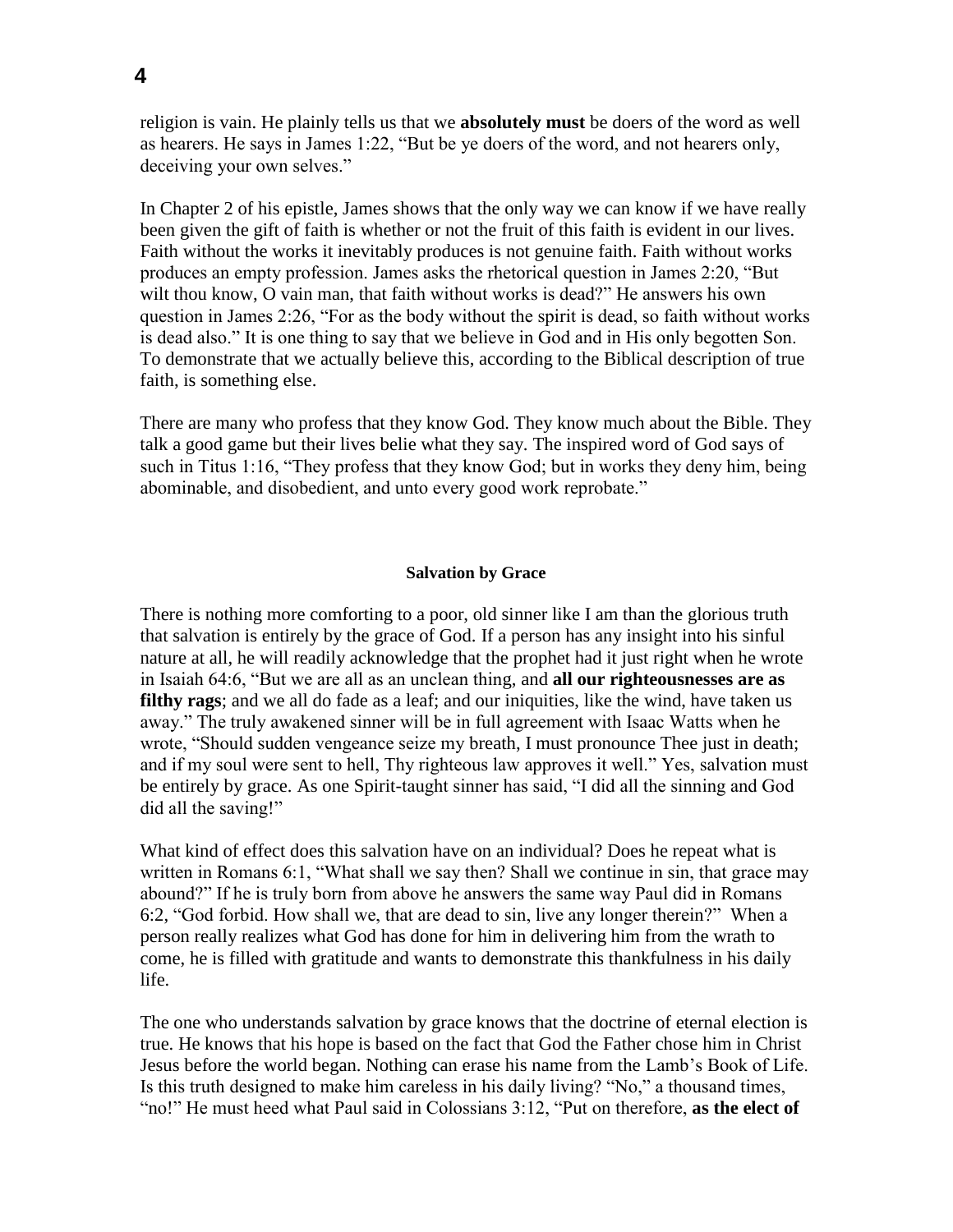religion is vain. He plainly tells us that we **absolutely must** be doers of the word as well as hearers. He says in James 1:22, "But be ye doers of the word, and not hearers only, deceiving your own selves."

In Chapter 2 of his epistle, James shows that the only way we can know if we have really been given the gift of faith is whether or not the fruit of this faith is evident in our lives. Faith without the works it inevitably produces is not genuine faith. Faith without works produces an empty profession. James asks the rhetorical question in James 2:20, "But wilt thou know, O vain man, that faith without works is dead?" He answers his own question in James 2:26, "For as the body without the spirit is dead, so faith without works is dead also." It is one thing to say that we believe in God and in His only begotten Son. To demonstrate that we actually believe this, according to the Biblical description of true faith, is something else.

There are many who profess that they know God. They know much about the Bible. They talk a good game but their lives belie what they say. The inspired word of God says of such in Titus 1:16, "They profess that they know God; but in works they deny him, being abominable, and disobedient, and unto every good work reprobate."

### Salvation by Grace

There is nothing more comforting to a poor, old sinner like I am than the glorious truth that salvation is entirely by the grace of God. If a person has any insight into his sinful nature at all, he will readily acknowledge that the prophet had it just right when he wrote in Isaiah 64:6, "But we are all as an unclean thing, and **all our righteousnesses are as filthy rags**; and we all do fade as a leaf; and our iniquities, like the wind, have taken us away." The truly awakened sinner will be in full agreement with Isaac Watts when he wrote, "Should sudden vengeance seize my breath, I must pronounce Thee just in death; and if my soul were sent to hell, Thy righteous law approves it well." Yes, salvation must be entirely by grace. As one Spirit-taught sinner has said, "I did all the sinning and God did all the saving!"

What kind of effect does this salvation have on an individual? Does he repeat what is written in Romans 6:1, "What shall we say then? Shall we continue in sin, that grace may abound?" If he is truly born from above he answers the same way Paul did in Romans 6:2, "God forbid. How shall we, that are dead to sin, live any longer therein?" When a person really realizes what God has done for him in delivering him from the wrath to come, he is filled with gratitude and wants to demonstrate this thankfulness in his daily life.

The one who understands salvation by grace knows that the doctrine of eternal election is true. He knows that his hope is based on the fact that God the Father chose him in Christ Jesus before the world began. Nothing can erase his name from the Lamb's Book of Life. Is this truth designed to make him careless in his daily living? "No," a thousand times, "no!" He must heed what Paul said in Colossians 3:12, "Put on therefore, **as the elect of**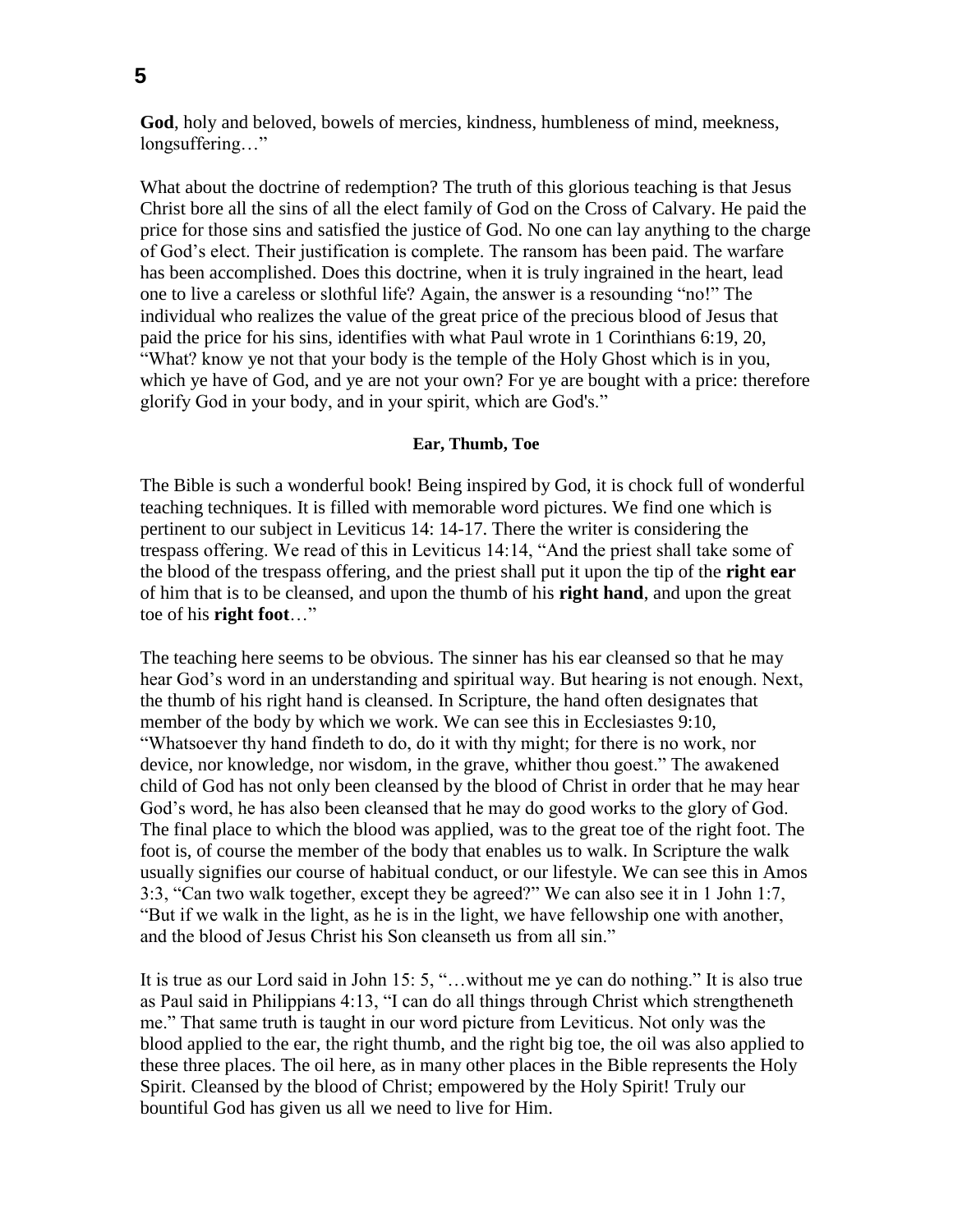**God**, holy and beloved, bowels of mercies, kindness, humbleness of mind, meekness, longsuffering…"

What about the doctrine of redemption? The truth of this glorious teaching is that Jesus Christ bore all the sins of all the elect family of God on the Cross of Calvary. He paid the price for those sins and satisfied the justice of God. No one can lay anything to the charge of God's elect. Their justification is complete. The ransom has been paid. The warfare has been accomplished. Does this doctrine, when it is truly ingrained in the heart, lead one to live a careless or slothful life? Again, the answer is a resounding "no!" The individual who realizes the value of the great price of the precious blood of Jesus that paid the price for his sins, identifies with what Paul wrote in 1 Corinthians 6:19, 20, "What? know ye not that your body is the temple of the Holy Ghost which is in you, which ye have of God, and ye are not your own? For ye are bought with a price: therefore glorify God in your body, and in your spirit, which are God's."

### Ear, Thumb, Toe

The Bible is such a wonderful book! Being inspired by God, it is chock full of wonderful teaching techniques. It is filled with memorable word pictures. We find one which is pertinent to our subject in Leviticus 14: 14-17. There the writer is considering the trespass offering. We read of this in Leviticus 14:14, "And the priest shall take some of the blood of the trespass offering, and the priest shall put it upon the tip of the **right ear** of him that is to be cleansed, and upon the thumb of his **right hand**, and upon the great toe of his **right foot**…"

The teaching here seems to be obvious. The sinner has his ear cleansed so that he may hear God's word in an understanding and spiritual way. But hearing is not enough. Next, the thumb of his right hand is cleansed. In Scripture, the hand often designates that member of the body by which we work. We can see this in Ecclesiastes 9:10, "Whatsoever thy hand findeth to do, do it with thy might; for there is no work, nor device, nor knowledge, nor wisdom, in the grave, whither thou goest." The awakened child of God has not only been cleansed by the blood of Christ in order that he may hear God's word, he has also been cleansed that he may do good works to the glory of God. The final place to which the blood was applied, was to the great toe of the right foot. The foot is, of course the member of the body that enables us to walk. In Scripture the walk usually signifies our course of habitual conduct, or our lifestyle. We can see this in Amos 3:3, "Can two walk together, except they be agreed?" We can also see it in 1 John 1:7, "But if we walk in the light, as he is in the light, we have fellowship one with another, and the blood of Jesus Christ his Son cleanseth us from all sin."

It is true as our Lord said in John 15: 5, "…without me ye can do nothing." It is also true as Paul said in Philippians 4:13, "I can do all things through Christ which strengtheneth me." That same truth is taught in our word picture from Leviticus. Not only was the blood applied to the ear, the right thumb, and the right big toe, the oil was also applied to these three places. The oil here, as in many other places in the Bible represents the Holy Spirit. Cleansed by the blood of Christ; empowered by the Holy Spirit! Truly our bountiful God has given us all we need to live for Him.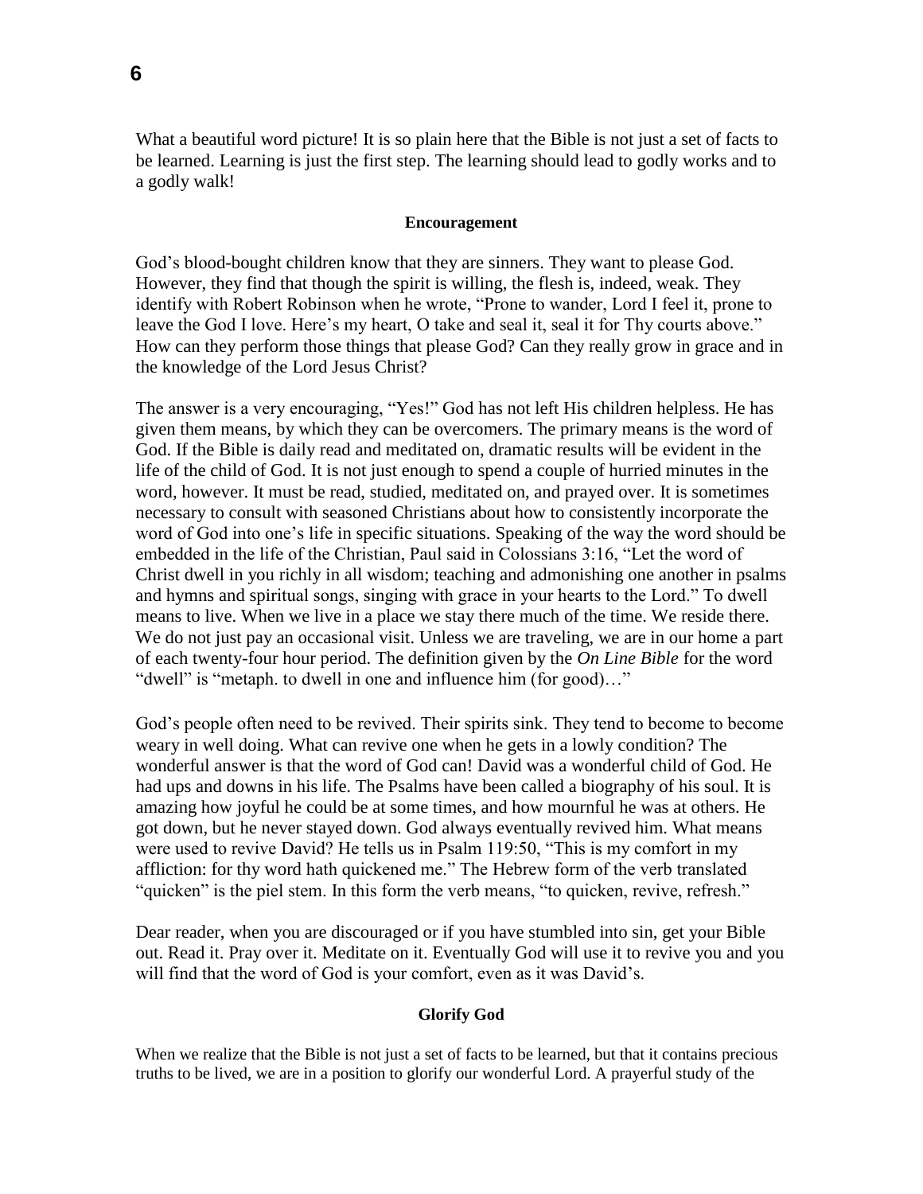What a beautiful word picture! It is so plain here that the Bible is not just a set of facts to be learned. Learning is just the first step. The learning should lead to godly works and to a godly walk!

**Encouragement**

God's blood-bought children know that they are sinners. They want to please God. However, they find that though the spirit is willing, the flesh is, indeed, weak. They identify with Robert Robinson when he wrote, "Prone to wander, Lord I feel it, prone to leave the God I love. Here's my heart, O take and seal it, seal it for Thy courts above." How can they perform those things that please God? Can they really grow in grace and in the knowledge of the Lord Jesus Christ?

The answer is a very encouraging, "Yes!" God has not left His children helpless. He has given them means, by which they can be overcomers. The primary means is the word of God. If the Bible is daily read and meditated on, dramatic results will be evident in the life of the child of God. It is not just enough to spend a couple of hurried minutes in the word, however. It must be read, studied, meditated on, and prayed over. It is sometimes necessary to consult with seasoned Christians about how to consistently incorporate the word of God into one's life in specific situations. Speaking of the way the word should be embedded in the life of the Christian, Paul said in Colossians 3:16, "Let the word of Christ dwell in you richly in all wisdom; teaching and admonishing one another in psalms and hymns and spiritual songs, singing with grace in your hearts to the Lord." To dwell means to live. When we live in a place we stay there much of the time. We reside there. We do not just pay an occasional visit. Unless we are traveling, we are in our home a part of each twenty-four hour period. The definition given by the *On Line Bible* for the word "dwell" is "metaph. to dwell in one and influence him (for good)…"

God's people often need to be revived. Their spirits sink. They tend to become to become weary in well doing. What can revive one when he gets in a lowly condition? The wonderful answer is that the word of God can! David was a wonderful child of God. He had ups and downs in his life. The Psalms have been called a biography of his soul. It is amazing how joyful he could be at some times, and how mournful he was at others. He got down, but he never stayed down. God always eventually revived him. What means were used to revive David? He tells us in Psalm 119:50, "This is my comfort in my affliction: for thy word hath quickened me." The Hebrew form of the verb translated "quicken" is the piel stem. In this form the verb means, "to quicken, revive, refresh."

Dear reader, when you are discouraged or if you have stumbled into sin, get your Bible out. Read it. Pray over it. Meditate on it. Eventually God will use it to revive you and you will find that the word of God is your comfort, even as it was David's.

**Glorify God**

When we realize that the Bible is not just a set of facts to be learned, but that it contains precious truths to be lived, we are in a position to glorify our wonderful Lord. A prayerful study of the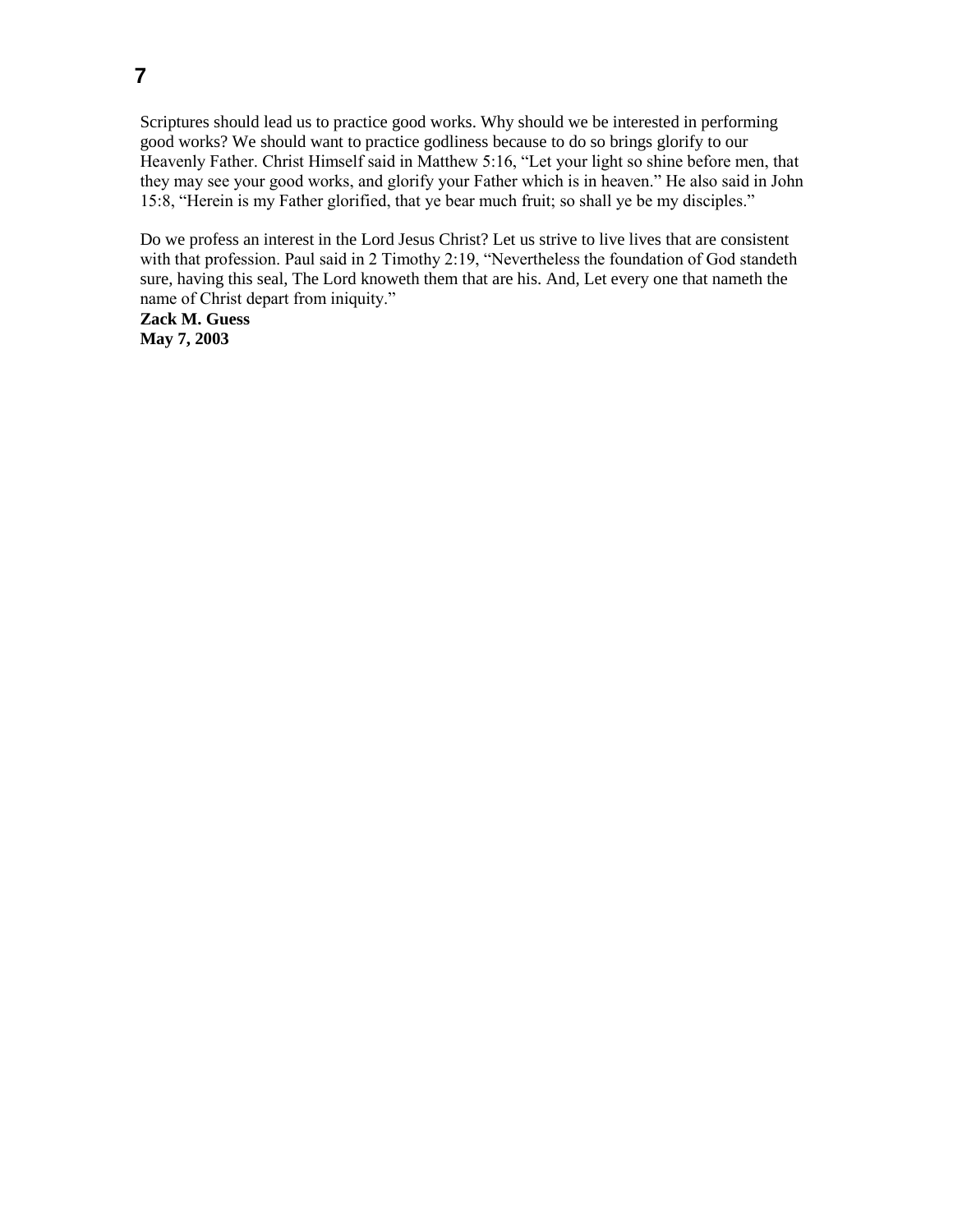Scriptures should lead us to practice good works. Why should we be interested in performing good works? We should want to practice godliness because to do so brings glorify to our Heavenly Father. Christ Himself said in Matthew 5:16, "Let your light so shine before men, that they may see your good works, and glorify your Father which is in heaven." He also said in John 15:8, "Herein is my Father glorified, that ye bear much fruit; so shall ye be my disciples."

Do we profess an interest in the Lord Jesus Christ? Let us strive to live lives that are consistent with that profession. Paul said in 2 Timothy 2:19, "Nevertheless the foundation of God standeth sure, having this seal, The Lord knoweth them that are his. And, Let every one that nameth the name of Christ depart from iniquity."

**Zack M. Guess**
**May 7, 2003**